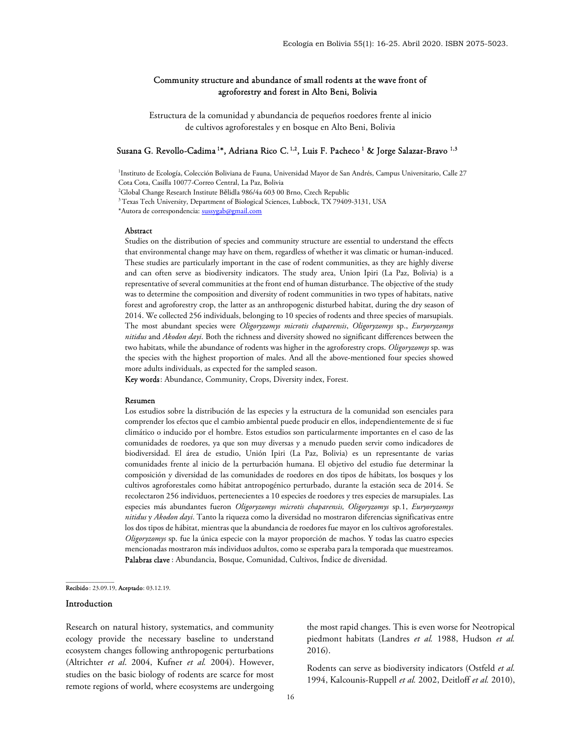# Community structure and abundance of small rodents at the wave front of agroforestry and forest in Alto Beni, Bolivia

Estructura de la comunidad y abundancia de pequeños roedores frente al inicio de cultivos agroforestales y en bosque en Alto Beni, Bolivia

**Susana G. Revollo-Cadima [1]*, Adriana Rico C. [1,2], Luis F. Pacheco [1] & Jorge Salazar-Bravo [1,3]**

[1]Instituto de Ecología, Colección Boliviana de Fauna, Universidad Mayor de San Andrés, Campus Universitario, Calle 27 Cota Cota, Casilla 10077-Correo Central, La Paz, Bolivia

[2]Global Change Research Institute Bĕlidla 986/4a 603 00 Brno, Czech Republic

[3]Texas Tech University, Department of Biological Sciences, Lubbock, TX 79409-3131, USA

*Autora de correspondencia: sussygab@gmail.com

## Abstract

Studies on the distribution of species and community structure are essential to understand the effects that environmental change may have on them, regardless of whether it was climatic or human-induced. These studies are particularly important in the case of rodent communities, as they are highly diverse and can often serve as biodiversity indicators. The study area, Union Ipiri (La Paz, Bolivia) is a representative of several communities at the front end of human disturbance. The objective of the study was to determine the composition and diversity of rodent communities in two types of habitats, native forest and agroforestry crop, the latter as an anthropogenic disturbed habitat, during the dry season of 2014. We collected 256 individuals, belonging to 10 species of rodents and three species of marsupials. The most abundant species were *Oligoryzomys microtis chaparensis*, *Oligoryzomys* sp., *Euryoryzomys nitidus* and *Akodon dayi*. Both the richness and diversity showed no significant differences between the two habitats, while the abundance of rodents was higher in the agroforestry crops. *Oligoryzomys* sp. was the species with the highest proportion of males. And all the above-mentioned four species showed more adults individuals, as expected for the sampled season.

**Key words**: Abundance, Community, Crops, Diversity index, Forest.

## Resumen

Los estudios sobre la distribución de las especies y la estructura de la comunidad son esenciales para comprender los efectos que el cambio ambiental puede producir en ellos, independientemente de si fue climático o inducido por el hombre. Estos estudios son particularmente importantes en el caso de las comunidades de roedores, ya que son muy diversas y a menudo pueden servir como indicadores de biodiversidad. El área de estudio, Unión Ipiri (La Paz, Bolivia) es un representante de varias comunidades frente al inicio de la perturbación humana. El objetivo del estudio fue determinar la composición y diversidad de las comunidades de roedores en dos tipos de hábitats, los bosques y los cultivos agroforestales como hábitat antropogénico perturbado, durante la estación seca de 2014. Se recolectaron 256 individuos, pertenecientes a 10 especies de roedores y tres especies de marsupiales. Las especies más abundantes fueron *Oligoryzomys microtis chaparensis, Oligoryzomys* sp.1, *Euryoryzomys nitidus* y *Akodon dayi*. Tanto la riqueza como la diversidad no mostraron diferencias significativas entre los dos tipos de hábitat, mientras que la abundancia de roedores fue mayor en los cultivos agroforestales. *Oligoryzomys* sp. fue la única especie con la mayor proporción de machos. Y todas las cuatro especies mencionadas mostraron más individuos adultos, como se esperaba para la temporada que muestreamos.

**Palabras clave**: Abundancia, Bosque, Comunidad, Cultivos, Índice de diversidad.

**Recibido**: 23.09.19, **Aceptado**: 03.12.19.

## Introduction

Research on natural history, systematics, and community ecology provide the necessary baseline to understand ecosystem changes following anthropogenic perturbations (Altrichter *et al*. 2004, Kufner *et al.* 2004). However, studies on the basic biology of rodents are scarce for most remote regions of world, where ecosystems are undergoing the most rapid changes. This is even worse for Neotropical piedmont habitats (Landres *et al.* 1988, Hudson *et al.* 2016).

Rodents can serve as biodiversity indicators (Ostfeld *et al.* 1994, Kalcounis-Ruppell *et al.* 2002, Deitloff *et al.* 2010),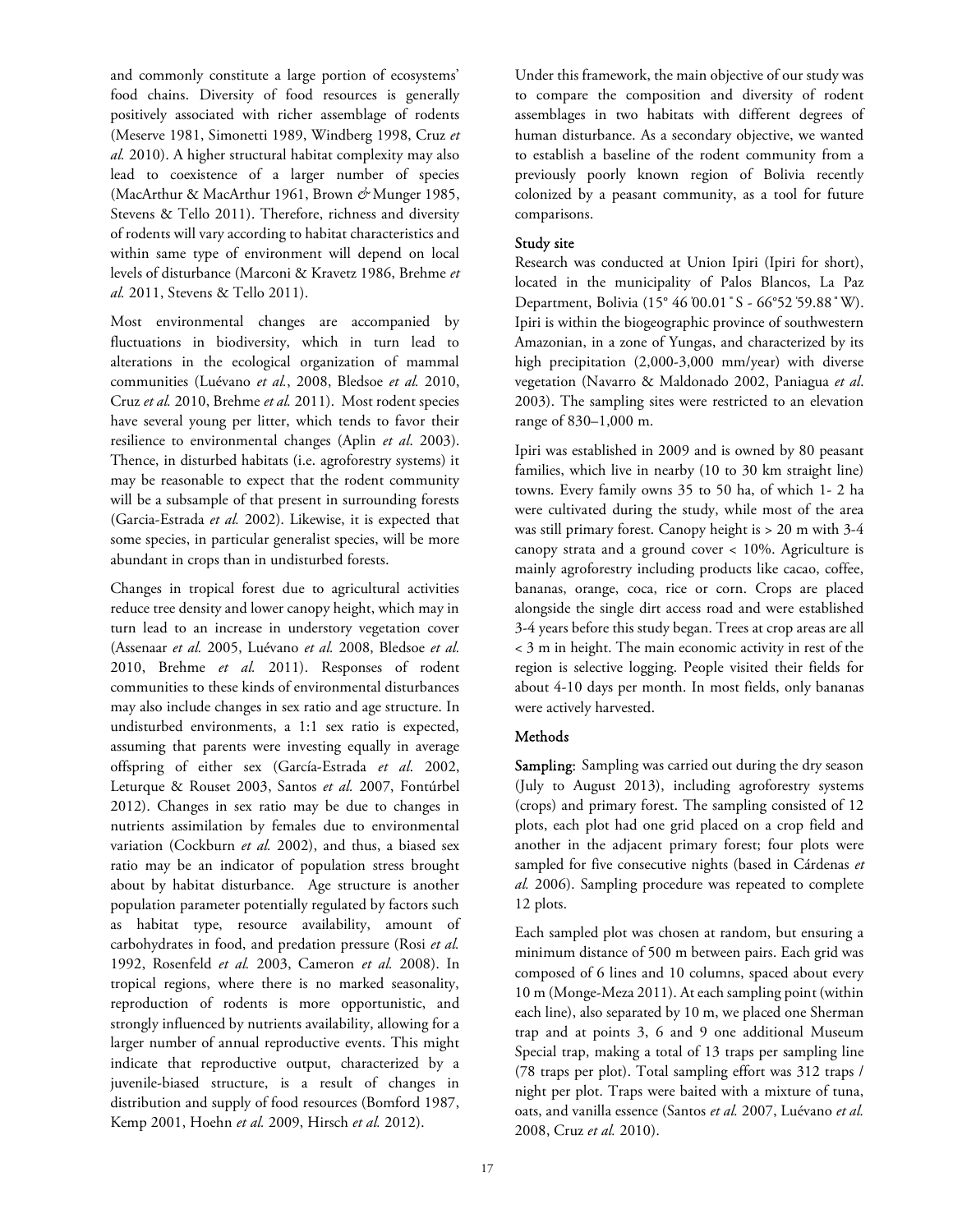and commonly constitute a large portion of ecosystems' food chains. Diversity of food resources is generally positively associated with richer assemblage of rodents (Meserve 1981, Simonetti 1989, Windberg 1998, Cruz *et al.* 2010). A higher structural habitat complexity may also lead to coexistence of a larger number of species (MacArthur & MacArthur 1961, Brown *&* Munger 1985, Stevens & Tello 2011). Therefore, richness and diversity of rodents will vary according to habitat characteristics and within same type of environment will depend on local levels of disturbance (Marconi & Kravetz 1986, Brehme *et al.* 2011, Stevens & Tello 2011).

Most environmental changes are accompanied by fluctuations in biodiversity, which in turn lead to alterations in the ecological organization of mammal communities (Luévano *et al.*, 2008, Bledsoe *et al.* 2010, Cruz *et al.* 2010, Brehme *et al.* 2011). Most rodent species have several young per litter, which tends to favor their resilience to environmental changes (Aplin *et al.* 2003). Thence, in disturbed habitats (i.e. agroforestry systems) it may be reasonable to expect that the rodent community will be a subsample of that present in surrounding forests (Garcia-Estrada *et al.* 2002). Likewise, it is expected that some species, in particular generalist species, will be more abundant in crops than in undisturbed forests.

Changes in tropical forest due to agricultural activities reduce tree density and lower canopy height, which may in turn lead to an increase in understory vegetation cover (Assenaar *et al.* 2005, Luévano *et al.* 2008, Bledsoe *et al.* 2010, Brehme *et al.* 2011). Responses of rodent communities to these kinds of environmental disturbances may also include changes in sex ratio and age structure. In undisturbed environments, a 1:1 sex ratio is expected, assuming that parents were investing equally in average offspring of either sex (García-Estrada *et al.* 2002, Leturque & Rouset 2003, Santos *et al.* 2007, Fontúrbel 2012). Changes in sex ratio may be due to changes in nutrients assimilation by females due to environmental variation (Cockburn *et al.* 2002), and thus, a biased sex ratio may be an indicator of population stress brought about by habitat disturbance. Age structure is another population parameter potentially regulated by factors such as habitat type, resource availability, amount of carbohydrates in food, and predation pressure (Rosi *et al.* 1992, Rosenfeld *et al.* 2003, Cameron *et al.* 2008). In tropical regions, where there is no marked seasonality, reproduction of rodents is more opportunistic, and strongly influenced by nutrients availability, allowing for a larger number of annual reproductive events. This might indicate that reproductive output, characterized by a juvenile-biased structure, is a result of changes in distribution and supply of food resources (Bomford 1987, Kemp 2001, Hoehn *et al.* 2009, Hirsch *et al.* 2012).

Under this framework, the main objective of our study was to compare the composition and diversity of rodent assemblages in two habitats with different degrees of human disturbance. As a secondary objective, we wanted to establish a baseline of the rodent community from a previously poorly known region of Bolivia recently colonized by a peasant community, as a tool for future comparisons.

## Study site

Research was conducted at Union Ipiri (Ipiri for short), located in the municipality of Palos Blancos, La Paz Department, Bolivia (15° 46'00.01" S - 66°52'59.88" W). Ipiri is within the biogeographic province of southwestern Amazonian, in a zone of Yungas, and characterized by its high precipitation (2,000-3,000 mm/year) with diverse vegetation (Navarro & Maldonado 2002, Paniagua *et al.* 2003). The sampling sites were restricted to an elevation range of 830–1,000 m.

Ipiri was established in 2009 and is owned by 80 peasant families, which live in nearby (10 to 30 km straight line) towns. Every family owns 35 to 50 ha, of which 1- 2 ha were cultivated during the study, while most of the area was still primary forest. Canopy height is > 20 m with 3-4 canopy strata and a ground cover < 10%. Agriculture is mainly agroforestry including products like cacao, coffee, bananas, orange, coca, rice or corn. Crops are placed alongside the single dirt access road and were established 3-4 years before this study began. Trees at crop areas are all < 3 m in height. The main economic activity in rest of the region is selective logging. People visited their fields for about 4-10 days per month. In most fields, only bananas were actively harvested.

## Methods

**Sampling:** Sampling was carried out during the dry season (July to August 2013), including agroforestry systems (crops) and primary forest. The sampling consisted of 12 plots, each plot had one grid placed on a crop field and another in the adjacent primary forest; four plots were sampled for five consecutive nights (based in Cárdenas *et al.* 2006). Sampling procedure was repeated to complete 12 plots.

Each sampled plot was chosen at random, but ensuring a minimum distance of 500 m between pairs. Each grid was composed of 6 lines and 10 columns, spaced about every 10 m (Monge-Meza 2011). At each sampling point (within each line), also separated by 10 m, we placed one Sherman trap and at points 3, 6 and 9 one additional Museum Special trap, making a total of 13 traps per sampling line (78 traps per plot). Total sampling effort was 312 traps / night per plot. Traps were baited with a mixture of tuna, oats, and vanilla essence (Santos *et al.* 2007, Luévano *et al.* 2008, Cruz *et al.* 2010).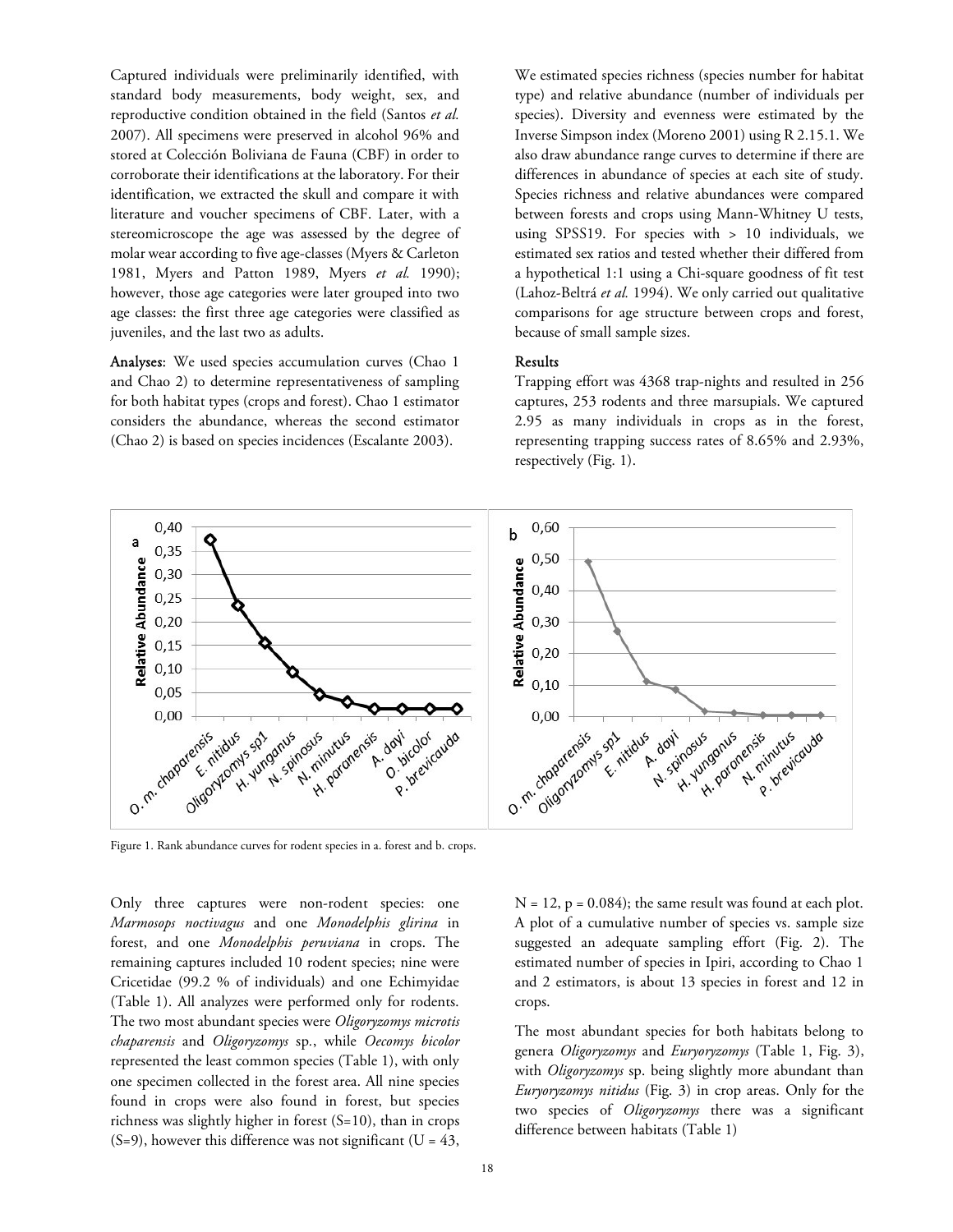Captured individuals were preliminarily identified, with standard body measurements, body weight, sex, and reproductive condition obtained in the field (Santos *et al.* 2007). All specimens were preserved in alcohol 96% and stored at Colección Boliviana de Fauna (CBF) in order to corroborate their identifications at the laboratory. For their identification, we extracted the skull and compare it with literature and voucher specimens of CBF. Later, with a stereomicroscope the age was assessed by the degree of molar wear according to five age-classes (Myers & Carleton 1981, Myers and Patton 1989, Myers *et al.* 1990); however, those age categories were later grouped into two age classes: the first three age categories were classified as juveniles, and the last two as adults.

**Analyses:** We used species accumulation curves (Chao 1 and Chao 2) to determine representativeness of sampling for both habitat types (crops and forest). Chao 1 estimator considers the abundance, whereas the second estimator (Chao 2) is based on species incidences (Escalante 2003).

We estimated species richness (species number for habitat type) and relative abundance (number of individuals per species). Diversity and evenness were estimated by the Inverse Simpson index (Moreno 2001) using R 2.15.1. We also draw abundance range curves to determine if there are differences in abundance of species at each site of study. Species richness and relative abundances were compared between forests and crops using Mann-Whitney U tests, using SPSS19. For species with > 10 individuals, we estimated sex ratios and tested whether their differed from a hypothetical 1:1 using a Chi-square goodness of fit test (Lahoz-Beltrá *et al.* 1994). We only carried out qualitative comparisons for age structure between crops and forest, because of small sample sizes.

## Results

Trapping effort was 4368 trap-nights and resulted in 256 captures, 253 rodents and three marsupials. We captured 2.95 as many individuals in crops as in the forest, representing trapping success rates of 8.65% and 2.93%, respectively (Fig. 1).

Figure 1. Rank abundance curves for rodent species in a. forest and b. crops.

Only three captures were non-rodent species: one *Marmosops noctivagus* and one *Monodelphis glirina* in forest, and one *Monodelphis peruviana* in crops. The remaining captures included 10 rodent species; nine were Cricetidae (99.2 % of individuals) and one Echimyidae (Table 1). All analyzes were performed only for rodents. The two most abundant species were *Oligoryzomys microtis chaparensis* and *Oligoryzomys* sp., while *Oecomys bicolor* represented the least common species (Table 1), with only one specimen collected in the forest area. All nine species found in crops were also found in forest, but species richness was slightly higher in forest (S=10), than in crops (S=9), however this difference was not significant (U = 43, N = 12, p = 0.084); the same result was found at each plot. A plot of a cumulative number of species vs. sample size suggested an adequate sampling effort (Fig. 2). The estimated number of species in Ipiri, according to Chao 1 and 2 estimators, is about 13 species in forest and 12 in crops.

The most abundant species for both habitats belong to genera *Oligoryzomys* and *Euryoryzomys* (Table 1, Fig. 3), with *Oligoryzomys* sp. being slightly more abundant than *Euryoryzomys nitidus* (Fig. 3) in crop areas. Only for the two species of *Oligoryzomys* there was a significant difference between habitats (Table 1)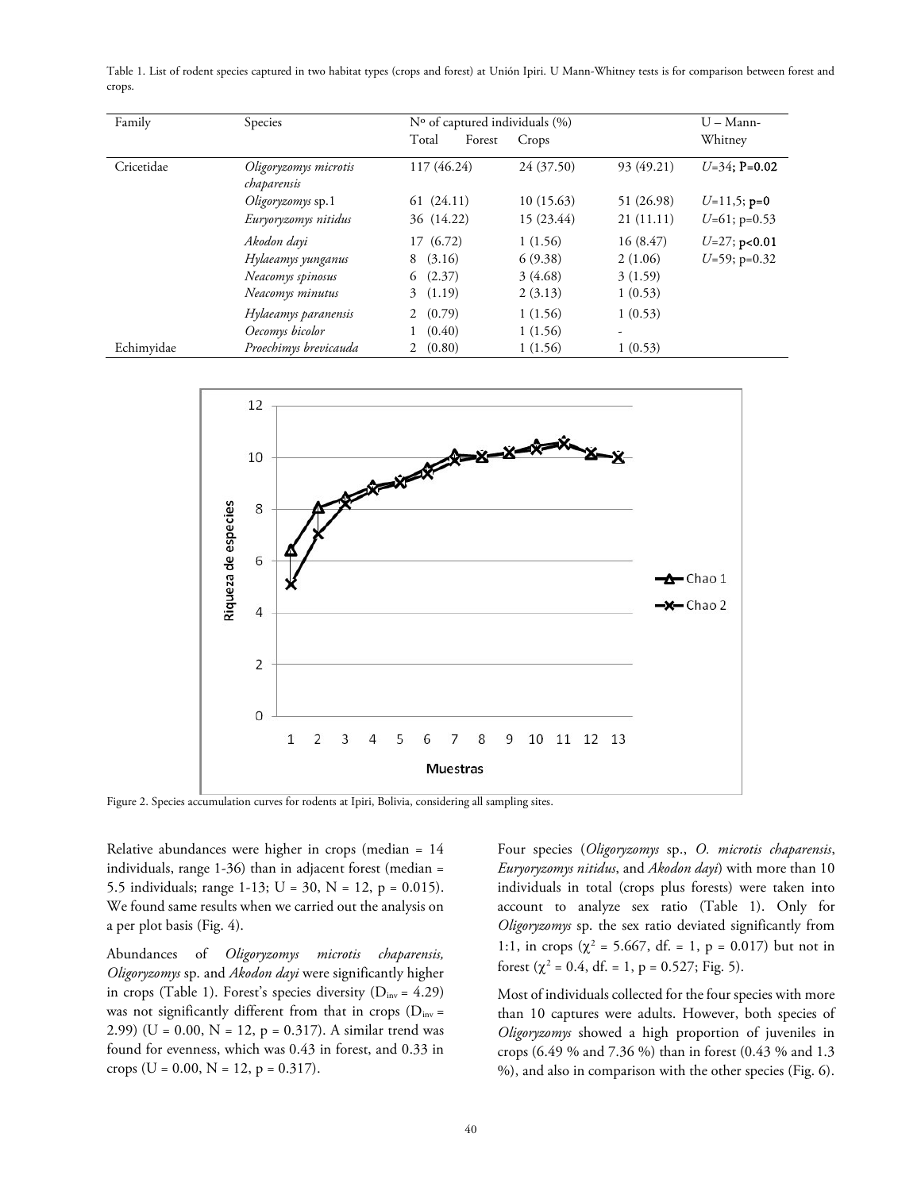Table 1. List of rodent species captured in two habitat types (crops and forest) at Unión Ipiri. U Mann-Whitney tests is for comparison between forest and crops.

| Family | Species | Nº of captured individuals (%) Total | Forest | Crops | U – Mann-Whitney |
|---|---|---|---|---|---|
| Cricetidae | *Oligoryzomys microtis chaparensis* | 117 (46.24) | 24 (37.50) | 93 (49.21) | *U*=34; **P=0.02** |
| | *Oligoryzomys* sp.1 | 61 (24.11) | 10 (15.63) | 51 (26.98) | *U*=11,5; **p=0** |
| | *Euryoryzomys nitidus* | 36 (14.22) | 15 (23.44) | 21 (11.11) | *U*=61; p=0.53 |
| | *Akodon dayi* | 17 (6.72) | 1 (1.56) | 16 (8.47) | *U*=27; **p<0.01** |
| | *Hylaeamys yunganus* | 8 (3.16) | 6 (9.38) | 2 (1.06) | *U*=59; p=0.32 |
| | *Neacomys spinosus* | 6 (2.37) | 3 (4.68) | 3 (1.59) | |
| | *Neacomys minutus* | 3 (1.19) | 2 (3.13) | 1 (0.53) | |
| | *Hylaeamys paranensis* | 2 (0.79) | 1 (1.56) | 1 (0.53) | |
| | *Oecomys bicolor* | 1 (0.40) | 1 (1.56) | - | |
| Echimyidae | *Proechimys brevicauda* | 2 (0.80) | 1 (1.56) | 1 (0.53) | |

Figure 2. Species accumulation curves for rodents at Ipiri, Bolivia, considering all sampling sites.

Relative abundances were higher in crops (median = 14 individuals, range 1-36) than in adjacent forest (median = 5.5 individuals; range 1-13; U = 30, N = 12, p = 0.015). We found same results when we carried out the analysis on a per plot basis (Fig. 4).

Abundances of *Oligoryzomys microtis chaparensis, Oligoryzomys* sp. and *Akodon dayi* were significantly higher in crops (Table 1). Forest's species diversity ($D_{inv}$ = 4.29) was not significantly different from that in crops ($D_{inv}$ = 2.99) (U = 0.00, N = 12, p = 0.317). A similar trend was found for evenness, which was 0.43 in forest, and 0.33 in crops (U = 0.00, N = 12, p = 0.317).

Four species (*Oligoryzomys* sp., *O. microtis chaparensis*, *Euryoryzomys nitidus*, and *Akodon dayi*) with more than 10 individuals in total (crops plus forests) were taken into account to analyze sex ratio (Table 1). Only for *Oligoryzomys* sp. the sex ratio deviated significantly from 1:1, in crops ($\chi^2$ = 5.667, df. = 1, p = 0.017) but not in forest ($\chi^2$ = 0.4, df. = 1, p = 0.527; Fig. 5).

Most of individuals collected for the four species with more than 10 captures were adults. However, both species of *Oligoryzomys* showed a high proportion of juveniles in crops (6.49 % and 7.36 %) than in forest (0.43 % and 1.3 %), and also in comparison with the other species (Fig. 6).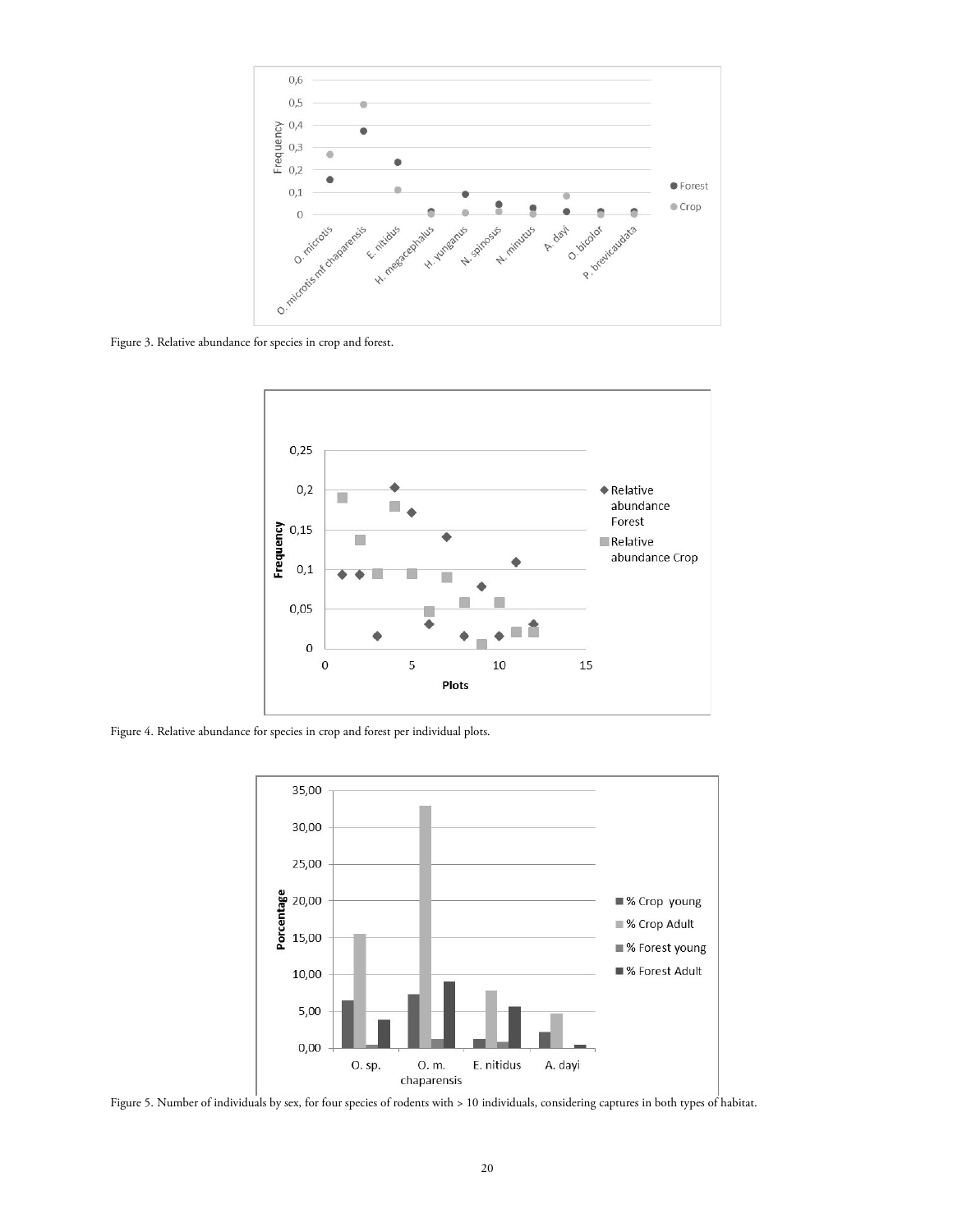Figure 3. Relative abundance for species in crop and forest.

Figure 4. Relative abundance for species in crop and forest per individual plots.

Figure 5. Number of individuals by sex, for four species of rodents with > 10 individuals, considering captures in both types of habitat.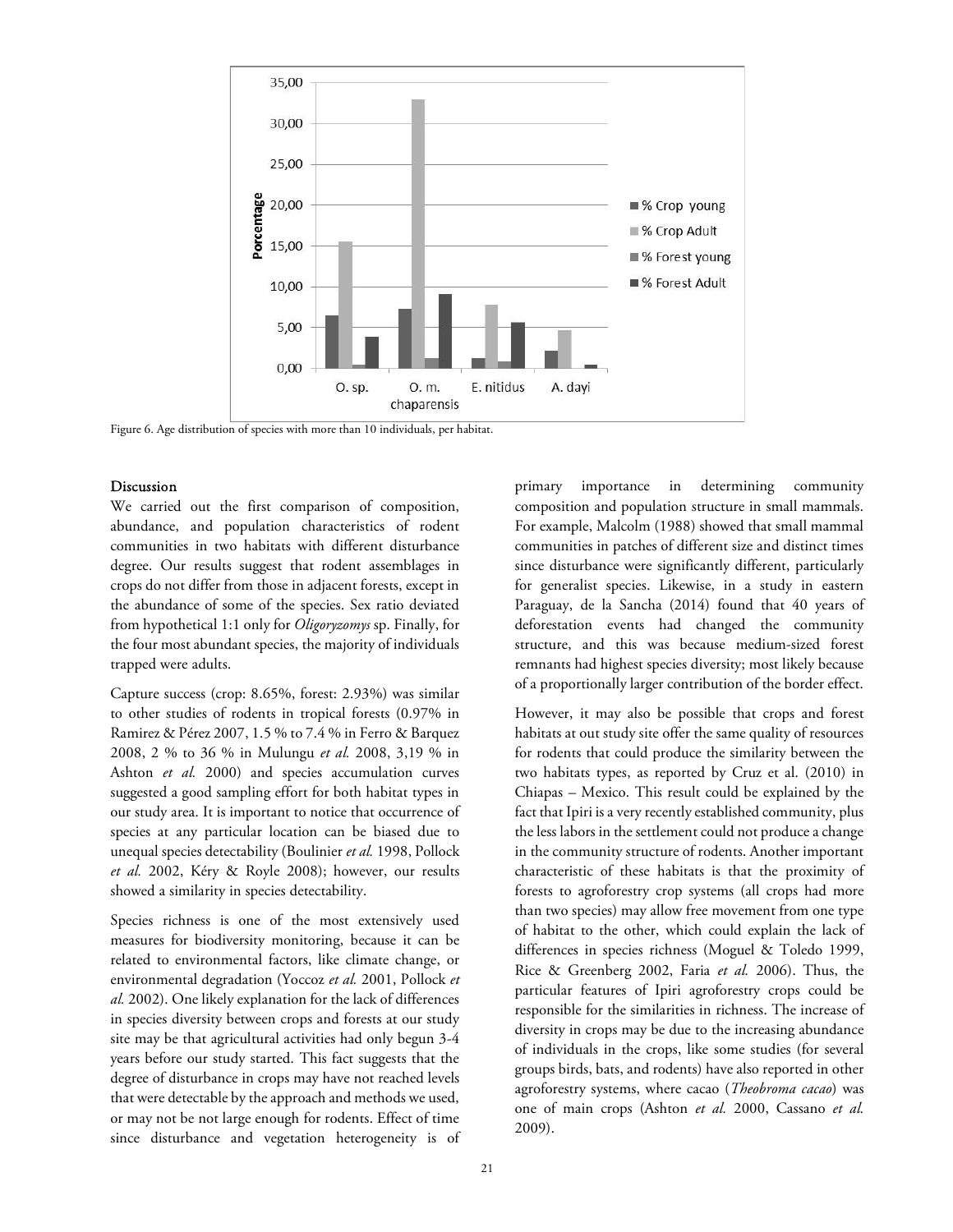Figure 6. Age distribution of species with more than 10 individuals, per habitat.

## Discussion

We carried out the first comparison of composition, abundance, and population characteristics of rodent communities in two habitats with different disturbance degree. Our results suggest that rodent assemblages in crops do not differ from those in adjacent forests, except in the abundance of some of the species. Sex ratio deviated from hypothetical 1:1 only for *Oligoryzomys* sp. Finally, for the four most abundant species, the majority of individuals trapped were adults.

Capture success (crop: 8.65%, forest: 2.93%) was similar to other studies of rodents in tropical forests (0.97% in Ramirez & Pérez 2007, 1.5 % to 7.4 % in Ferro & Barquez 2008, 2 % to 36 % in Mulungu *et al.* 2008, 3,19 % in Ashton *et al.* 2000) and species accumulation curves suggested a good sampling effort for both habitat types in our study area. It is important to notice that occurrence of species at any particular location can be biased due to unequal species detectability (Boulinier *et al.* 1998, Pollock *et al.* 2002, Kéry & Royle 2008); however, our results showed a similarity in species detectability.

Species richness is one of the most extensively used measures for biodiversity monitoring, because it can be related to environmental factors, like climate change, or environmental degradation (Yoccoz *et al.* 2001, Pollock *et al.* 2002). One likely explanation for the lack of differences in species diversity between crops and forests at our study site may be that agricultural activities had only begun 3-4 years before our study started. This fact suggests that the degree of disturbance in crops may have not reached levels that were detectable by the approach and methods we used, or may not be not large enough for rodents. Effect of time since disturbance and vegetation heterogeneity is of primary importance in determining community composition and population structure in small mammals. For example, Malcolm (1988) showed that small mammal communities in patches of different size and distinct times since disturbance were significantly different, particularly for generalist species. Likewise, in a study in eastern Paraguay, de la Sancha (2014) found that 40 years of deforestation events had changed the community structure, and this was because medium-sized forest remnants had highest species diversity; most likely because of a proportionally larger contribution of the border effect.

However, it may also be possible that crops and forest habitats at out study site offer the same quality of resources for rodents that could produce the similarity between the two habitats types, as reported by Cruz et al. (2010) in Chiapas – Mexico. This result could be explained by the fact that Ipiri is a very recently established community, plus the less labors in the settlement could not produce a change in the community structure of rodents. Another important characteristic of these habitats is that the proximity of forests to agroforestry crop systems (all crops had more than two species) may allow free movement from one type of habitat to the other, which could explain the lack of differences in species richness (Moguel & Toledo 1999, Rice & Greenberg 2002, Faria *et al.* 2006). Thus, the particular features of Ipiri agroforestry crops could be responsible for the similarities in richness. The increase of diversity in crops may be due to the increasing abundance of individuals in the crops, like some studies (for several groups birds, bats, and rodents) have also reported in other agroforestry systems, where cacao (*Theobroma cacao*) was one of main crops (Ashton *et al.* 2000, Cassano *et al.* 2009).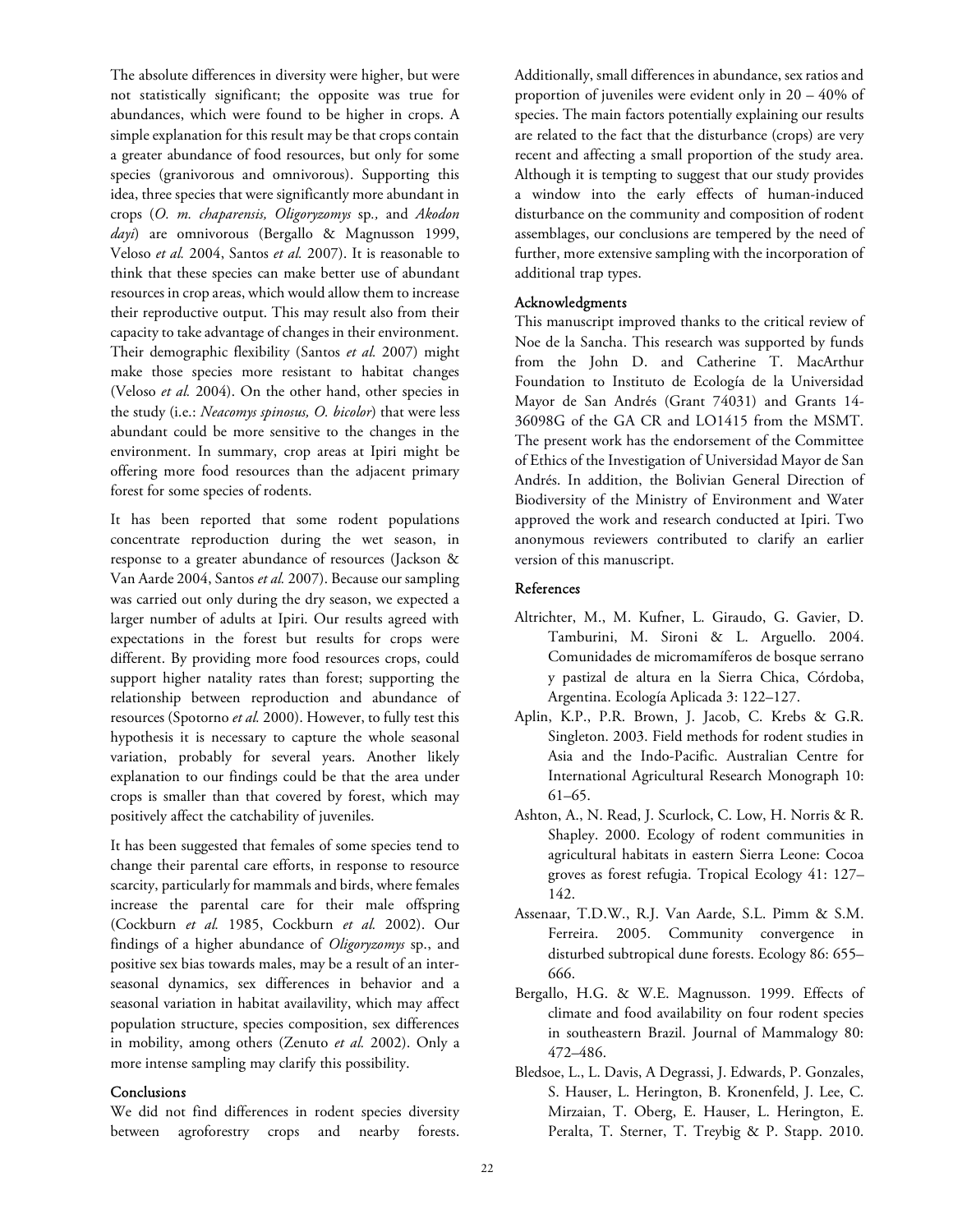The absolute differences in diversity were higher, but were not statistically significant; the opposite was true for abundances, which were found to be higher in crops. A simple explanation for this result may be that crops contain a greater abundance of food resources, but only for some species (granivorous and omnivorous). Supporting this idea, three species that were significantly more abundant in crops (*O. m. chaparensis, Oligoryzomys* sp*.,* and *Akodon dayi*) are omnivorous (Bergallo & Magnusson 1999, Veloso *et al.* 2004, Santos *et al.* 2007). It is reasonable to think that these species can make better use of abundant resources in crop areas, which would allow them to increase their reproductive output. This may result also from their capacity to take advantage of changes in their environment. Their demographic flexibility (Santos *et al.* 2007) might make those species more resistant to habitat changes (Veloso *et al.* 2004). On the other hand, other species in the study (i.e.: *Neacomys spinosus, O. bicolor*) that were less abundant could be more sensitive to the changes in the environment. In summary, crop areas at Ipiri might be offering more food resources than the adjacent primary forest for some species of rodents.

It has been reported that some rodent populations concentrate reproduction during the wet season, in response to a greater abundance of resources (Jackson & Van Aarde 2004, Santos *et al.* 2007). Because our sampling was carried out only during the dry season, we expected a larger number of adults at Ipiri. Our results agreed with expectations in the forest but results for crops were different. By providing more food resources crops, could support higher natality rates than forest; supporting the relationship between reproduction and abundance of resources (Spotorno *et al.* 2000). However, to fully test this hypothesis it is necessary to capture the whole seasonal variation, probably for several years. Another likely explanation to our findings could be that the area under crops is smaller than that covered by forest, which may positively affect the catchability of juveniles.

It has been suggested that females of some species tend to change their parental care efforts, in response to resource scarcity, particularly for mammals and birds, where females increase the parental care for their male offspring (Cockburn *et al.* 1985, Cockburn *et al.* 2002). Our findings of a higher abundance of *Oligoryzomys* sp., and positive sex bias towards males, may be a result of an inter-seasonal dynamics, sex differences in behavior and a seasonal variation in habitat availavility, which may affect population structure, species composition, sex differences in mobility, among others (Zenuto *et al.* 2002). Only a more intense sampling may clarify this possibility.

## Conclusions

We did not find differences in rodent species diversity between agroforestry crops and nearby forests. Additionally, small differences in abundance, sex ratios and proportion of juveniles were evident only in 20 – 40% of species. The main factors potentially explaining our results are related to the fact that the disturbance (crops) are very recent and affecting a small proportion of the study area. Although it is tempting to suggest that our study provides a window into the early effects of human-induced disturbance on the community and composition of rodent assemblages, our conclusions are tempered by the need of further, more extensive sampling with the incorporation of additional trap types.

## Acknowledgments

This manuscript improved thanks to the critical review of Noe de la Sancha. This research was supported by funds from the John D. and Catherine T. MacArthur Foundation to Instituto de Ecología de la Universidad Mayor de San Andrés (Grant 74031) and Grants 14-36098G of the GA CR and LO1415 from the MSMT. The present work has the endorsement of the Committee of Ethics of the Investigation of Universidad Mayor de San Andrés. In addition, the Bolivian General Direction of Biodiversity of the Ministry of Environment and Water approved the work and research conducted at Ipiri. Two anonymous reviewers contributed to clarify an earlier version of this manuscript.

## References

Altrichter, M., M. Kufner, L. Giraudo, G. Gavier, D. Tamburini, M. Sironi & L. Arguello. 2004. Comunidades de micromamíferos de bosque serrano y pastizal de altura en la Sierra Chica, Córdoba, Argentina. Ecología Aplicada 3: 122–127.

Aplin, K.P., P.R. Brown, J. Jacob, C. Krebs & G.R. Singleton. 2003. Field methods for rodent studies in Asia and the Indo-Pacific. Australian Centre for International Agricultural Research Monograph 10: 61–65.

Ashton, A., N. Read, J. Scurlock, C. Low, H. Norris & R. Shapley. 2000. Ecology of rodent communities in agricultural habitats in eastern Sierra Leone: Cocoa groves as forest refugia. Tropical Ecology 41: 127–142.

Assenaar, T.D.W., R.J. Van Aarde, S.L. Pimm & S.M. Ferreira. 2005. Community convergence in disturbed subtropical dune forests. Ecology 86: 655–666.

Bergallo, H.G. & W.E. Magnusson. 1999. Effects of climate and food availability on four rodent species in southeastern Brazil. Journal of Mammalogy 80: 472–486.

Bledsoe, L., L. Davis, A Degrassi, J. Edwards, P. Gonzales, S. Hauser, L. Herington, B. Kronenfeld, J. Lee, C. Mirzaian, T. Oberg, E. Hauser, L. Herington, E. Peralta, T. Sterner, T. Treybig & P. Stapp. 2010.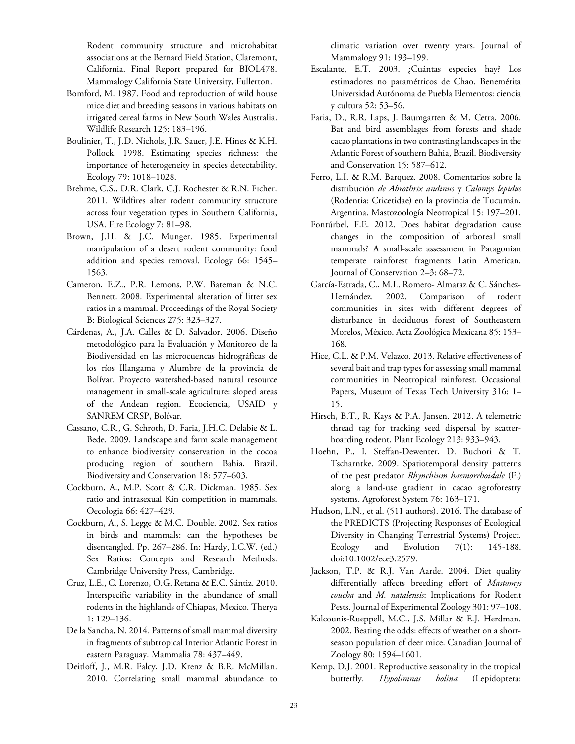Rodent community structure and microhabitat associations at the Bernard Field Station, Claremont, California. Final Report prepared for BIOL478. Mammalogy California State University, Fullerton.

Bomford, M. 1987. Food and reproduction of wild house mice diet and breeding seasons in various habitats on irrigated cereal farms in New South Wales Australia. Wildlife Research 125: 183–196.

Boulinier, T., J.D. Nichols, J.R. Sauer, J.E. Hines & K.H. Pollock. 1998. Estimating species richness: the importance of heterogeneity in species detectability. Ecology 79: 1018–1028.

Brehme, C.S., D.R. Clark, C.J. Rochester & R.N. Ficher. 2011. Wildfires alter rodent community structure across four vegetation types in Southern California, USA. Fire Ecology 7: 81–98.

Brown, J.H. & J.C. Munger. 1985. Experimental manipulation of a desert rodent community: food addition and species removal. Ecology 66: 1545–1563.

Cameron, E.Z., P.R. Lemons, P.W. Bateman & N.C. Bennett. 2008. Experimental alteration of litter sex ratios in a mammal. Proceedings of the Royal Society B: Biological Sciences 275: 323–327.

Cárdenas, A., J.A. Calles & D. Salvador. 2006. Diseño metodológico para la Evaluación y Monitoreo de la Biodiversidad en las microcuencas hidrográficas de los ríos Illangama y Alumbre de la provincia de Bolívar. Proyecto watershed-based natural resource management in small-scale agriculture: sloped areas of the Andean region. Ecociencia, USAID y SANREM CRSP, Bolívar.

Cassano, C.R., G. Schroth, D. Faria, J.H.C. Delabie & L. Bede. 2009. Landscape and farm scale management to enhance biodiversity conservation in the cocoa producing region of southern Bahia, Brazil. Biodiversity and Conservation 18: 577–603.

Cockburn, A., M.P. Scott & C.R. Dickman. 1985. Sex ratio and intrasexual Kin competition in mammals. Oecologia 66: 427–429.

Cockburn, A., S. Legge & M.C. Double. 2002. Sex ratios in birds and mammals: can the hypotheses be disentangled. Pp. 267–286. In: Hardy, I.C.W. (ed.) Sex Ratios: Concepts and Research Methods. Cambridge University Press, Cambridge.

Cruz, L.E., C. Lorenzo, O.G. Retana & E.C. Sántiz. 2010. Interspecific variability in the abundance of small rodents in the highlands of Chiapas, Mexico. Therya 1: 129–136.

De la Sancha, N. 2014. Patterns of small mammal diversity in fragments of subtropical Interior Atlantic Forest in eastern Paraguay. Mammalia 78: 437–449.

Deitloff, J., M.R. Falcy, J.D. Krenz & B.R. McMillan. 2010. Correlating small mammal abundance to climatic variation over twenty years. Journal of Mammalogy 91: 193–199.

Escalante, E.T. 2003. ¿Cuántas especies hay? Los estimadores no paramétricos de Chao. Benemérita Universidad Autónoma de Puebla Elementos: ciencia y cultura 52: 53–56.

Faria, D., R.R. Laps, J. Baumgarten & M. Cetra. 2006. Bat and bird assemblages from forests and shade cacao plantations in two contrasting landscapes in the Atlantic Forest of southern Bahia, Brazil. Biodiversity and Conservation 15: 587–612.

Ferro, L.I. & R.M. Barquez. 2008. Comentarios sobre la distribución *de Abrothrix andinus* y *Calomys lepidus* (Rodentia: Cricetidae) en la provincia de Tucumán, Argentina. Mastozoología Neotropical 15: 197–201.

Fontúrbel, F.E. 2012. Does habitat degradation cause changes in the composition of arboreal small mammals? A small-scale assessment in Patagonian temperate rainforest fragments Latin American. Journal of Conservation 2–3: 68–72.

García-Estrada, C., M.L. Romero- Almaraz & C. Sánchez-Hernández. 2002. Comparison of rodent communities in sites with different degrees of disturbance in deciduous forest of Southeastern Morelos, México. Acta Zoológica Mexicana 85: 153–168.

Hice, C.L. & P.M. Velazco. 2013. Relative effectiveness of several bait and trap types for assessing small mammal communities in Neotropical rainforest. Occasional Papers, Museum of Texas Tech University 316: 1–15.

Hirsch, B.T., R. Kays & P.A. Jansen. 2012. A telemetric thread tag for tracking seed dispersal by scatter-hoarding rodent. Plant Ecology 213: 933–943.

Hoehn, P., I. Steffan-Dewenter, D. Buchori & T. Tscharntke. 2009. Spatiotemporal density patterns of the pest predator *Rhynchium haemorrhoidale* (F.) along a land-use gradient in cacao agroforestry systems. Agroforest System 76: 163–171.

Hudson, L.N., et al. (511 authors). 2016. The database of the PREDICTS (Projecting Responses of Ecological Diversity in Changing Terrestrial Systems) Project. Ecology and Evolution 7(1): 145-188. doi:10.1002/ece3.2579.

Jackson, T.P. & R.J. Van Aarde. 2004. Diet quality differentially affects breeding effort of *Mastomys coucha* and *M. natalensis*: Implications for Rodent Pests. Journal of Experimental Zoology 301: 97–108.

Kalcounis-Rueppell, M.C., J.S. Millar & E.J. Herdman. 2002. Beating the odds: effects of weather on a short-season population of deer mice. Canadian Journal of Zoology 80: 1594–1601.

Kemp, D.J. 2001. Reproductive seasonality in the tropical butterfly. *Hypolimnas bolina* (Lepidoptera: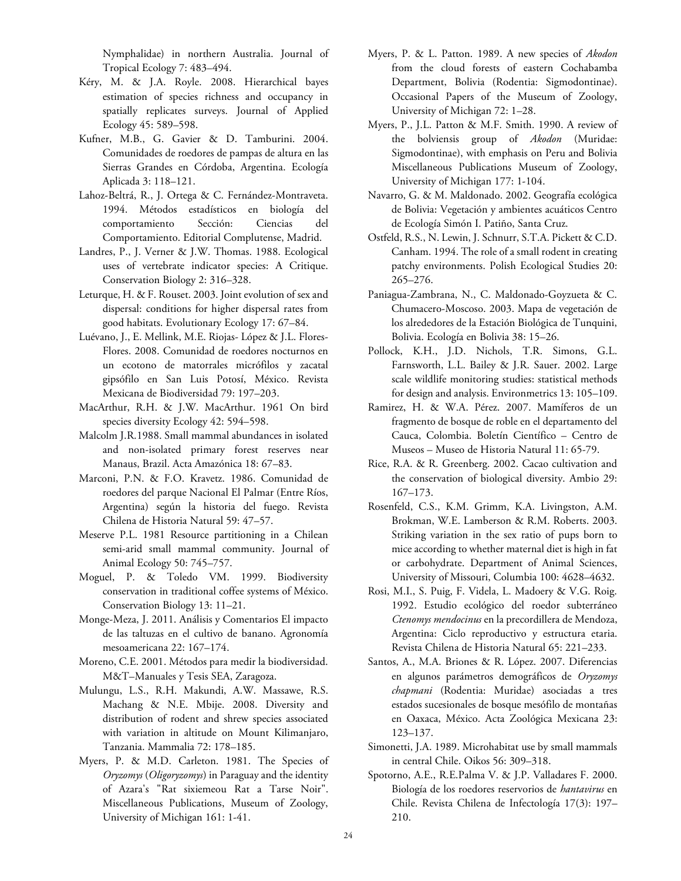Nymphalidae) in northern Australia. Journal of Tropical Ecology 7: 483–494.

Kéry, M. & J.A. Royle. 2008. Hierarchical bayes estimation of species richness and occupancy in spatially replicates surveys. Journal of Applied Ecology 45: 589–598.

Kufner, M.B., G. Gavier & D. Tamburini. 2004. Comunidades de roedores de pampas de altura en las Sierras Grandes en Córdoba, Argentina. Ecología Aplicada 3: 118–121.

Lahoz-Beltrá, R., J. Ortega & C. Fernández-Montraveta. 1994. Métodos estadísticos en biología del comportamiento Sección: Ciencias del Comportamiento. Editorial Complutense, Madrid.

Landres, P., J. Verner & J.W. Thomas. 1988. Ecological uses of vertebrate indicator species: A Critique. Conservation Biology 2: 316–328.

Leturque, H. & F. Rouset. 2003. Joint evolution of sex and dispersal: conditions for higher dispersal rates from good habitats. Evolutionary Ecology 17: 67–84.

Luévano, J., E. Mellink, M.E. Riojas- López & J.L. Flores-Flores. 2008. Comunidad de roedores nocturnos en un ecotono de matorrales micrófilos y zacatal gipsófilo en San Luis Potosí, México. Revista Mexicana de Biodiversidad 79: 197–203.

MacArthur, R.H. & J.W. MacArthur. 1961 On bird species diversity Ecology 42: 594–598.

Malcolm J.R.1988. Small mammal abundances in isolated and non-isolated primary forest reserves near Manaus, Brazil. Acta Amazónica 18: 67–83.

Marconi, P.N. & F.O. Kravetz. 1986. Comunidad de roedores del parque Nacional El Palmar (Entre Ríos, Argentina) según la historia del fuego. Revista Chilena de Historia Natural 59: 47–57.

Meserve P.L. 1981 Resource partitioning in a Chilean semi-arid small mammal community. Journal of Animal Ecology 50: 745–757.

Moguel, P. & Toledo VM. 1999. Biodiversity conservation in traditional coffee systems of México. Conservation Biology 13: 11–21.

Monge-Meza, J. 2011. Análisis y Comentarios El impacto de las taltuzas en el cultivo de banano. Agronomía mesoamericana 22: 167–174.

Moreno, C.E. 2001. Métodos para medir la biodiversidad. M&T–Manuales y Tesis SEA, Zaragoza.

Mulungu, L.S., R.H. Makundi, A.W. Massawe, R.S. Machang & N.E. Mbije. 2008. Diversity and distribution of rodent and shrew species associated with variation in altitude on Mount Kilimanjaro, Tanzania. Mammalia 72: 178–185.

Myers, P. & M.D. Carleton. 1981. The Species of *Oryzomys* (*Oligoryzomys*) in Paraguay and the identity of Azara's "Rat sixiemeou Rat a Tarse Noir". Miscellaneous Publications, Museum of Zoology, University of Michigan 161: 1-41.

Myers, P. & L. Patton. 1989. A new species of *Akodon* from the cloud forests of eastern Cochabamba Department, Bolivia (Rodentia: Sigmodontinae). Occasional Papers of the Museum of Zoology, University of Michigan 72: 1–28.

Myers, P., J.L. Patton & M.F. Smith. 1990. A review of the bolviensis group of *Akodon* (Muridae: Sigmodontinae), with emphasis on Peru and Bolivia Miscellaneous Publications Museum of Zoology, University of Michigan 177: 1-104.

Navarro, G. & M. Maldonado. 2002. Geografía ecológica de Bolivia: Vegetación y ambientes acuáticos Centro de Ecología Simón I. Patiño, Santa Cruz.

Ostfeld, R.S., N. Lewin, J. Schnurr, S.T.A. Pickett & C.D. Canham. 1994. The role of a small rodent in creating patchy environments. Polish Ecological Studies 20: 265–276.

Paniagua-Zambrana, N., C. Maldonado-Goyzueta & C. Chumacero-Moscoso. 2003. Mapa de vegetación de los alrededores de la Estación Biológica de Tunquini, Bolivia. Ecología en Bolivia 38: 15–26.

Pollock, K.H., J.D. Nichols, T.R. Simons, G.L. Farnsworth, L.L. Bailey & J.R. Sauer. 2002. Large scale wildlife monitoring studies: statistical methods for design and analysis. Environmetrics 13: 105–109.

Ramirez, H. & W.A. Pérez. 2007. Mamíferos de un fragmento de bosque de roble en el departamento del Cauca, Colombia. Boletín Científico – Centro de Museos – Museo de Historia Natural 11: 65-79.

Rice, R.A. & R. Greenberg. 2002. Cacao cultivation and the conservation of biological diversity. Ambio 29: 167–173.

Rosenfeld, C.S., K.M. Grimm, K.A. Livingston, A.M. Brokman, W.E. Lamberson & R.M. Roberts. 2003. Striking variation in the sex ratio of pups born to mice according to whether maternal diet is high in fat or carbohydrate. Department of Animal Sciences, University of Missouri, Columbia 100: 4628–4632.

Rosi, M.I., S. Puig, F. Videla, L. Madoery & V.G. Roig. 1992. Estudio ecológico del roedor subterráneo *Ctenomys mendocinus* en la precordillera de Mendoza, Argentina: Ciclo reproductivo y estructura etaria. Revista Chilena de Historia Natural 65: 221–233.

Santos, A., M.A. Briones & R. López. 2007. Diferencias en algunos parámetros demográficos de *Oryzomys chapmani* (Rodentia: Muridae) asociadas a tres estados sucesionales de bosque mesófilo de montañas en Oaxaca, México. Acta Zoológica Mexicana 23: 123–137.

Simonetti, J.A. 1989. Microhabitat use by small mammals in central Chile. Oikos 56: 309–318.

Spotorno, A.E., R.E.Palma V. & J.P. Valladares F. 2000. Biología de los roedores reservorios de *hantavirus* en Chile. Revista Chilena de Infectología 17(3): 197–210.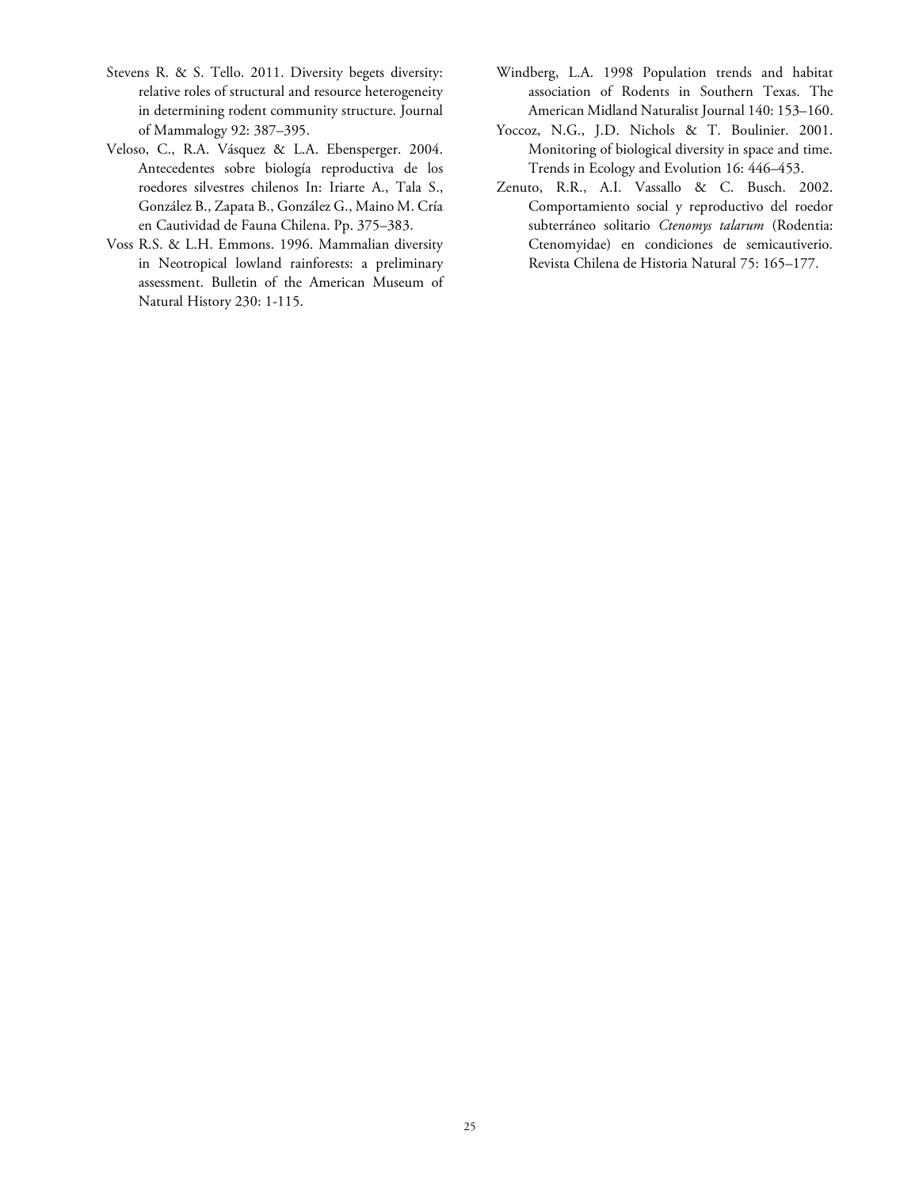Stevens R. & S. Tello. 2011. Diversity begets diversity: relative roles of structural and resource heterogeneity in determining rodent community structure. Journal of Mammalogy 92: 387–395.

Veloso, C., R.A. Vásquez & L.A. Ebensperger. 2004. Antecedentes sobre biología reproductiva de los roedores silvestres chilenos In: Iriarte A., Tala S., González B., Zapata B., González G., Maino M. Cría en Cautividad de Fauna Chilena. Pp. 375–383.

Voss R.S. & L.H. Emmons. 1996. Mammalian diversity in Neotropical lowland rainforests: a preliminary assessment. Bulletin of the American Museum of Natural History 230: 1-115.

Windberg, L.A. 1998 Population trends and habitat association of Rodents in Southern Texas. The American Midland Naturalist Journal 140: 153–160.

Yoccoz, N.G., J.D. Nichols & T. Boulinier. 2001. Monitoring of biological diversity in space and time. Trends in Ecology and Evolution 16: 446–453.

Zenuto, R.R., A.I. Vassallo & C. Busch. 2002. Comportamiento social y reproductivo del roedor subterráneo solitario *Ctenomys talarum* (Rodentia: Ctenomyidae) en condiciones de semicautiverio. Revista Chilena de Historia Natural 75: 165–177.